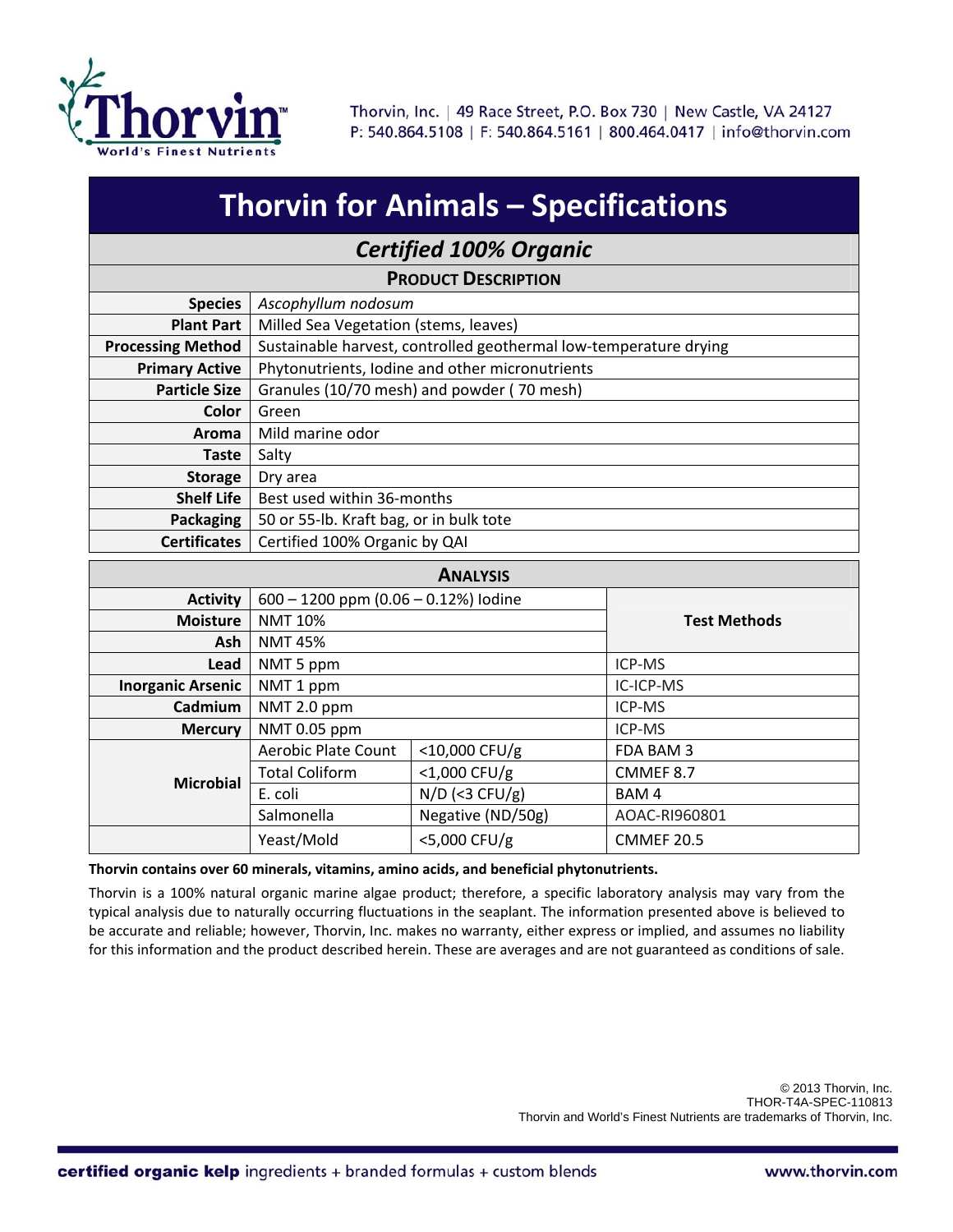Thorvin, Inc. | 49 Race Street, P.O. Box 730 | New Castle, VA 24127
P: 540.864.5108 | F: 540.864.5161 | 800.464.0417 | info@thorvin.com

# Thorvin for Animals – Specifications

## *Certified 100% Organic*

### Product Description

| | |
|---|---|
| **Species** | *Ascophyllum nodosum* |
| **Plant Part** | Milled Sea Vegetation (stems, leaves) |
| **Processing Method** | Sustainable harvest, controlled geothermal low-temperature drying |
| **Primary Active** | Phytonutrients, Iodine and other micronutrients |
| **Particle Size** | Granules (10/70 mesh) and powder ( 70 mesh) |
| **Color** | Green |
| **Aroma** | Mild marine odor |
| **Taste** | Salty |
| **Storage** | Dry area |
| **Shelf Life** | Best used within 36-months |
| **Packaging** | 50 or 55-lb. Kraft bag, or in bulk tote |
| **Certificates** | Certified 100% Organic by QAI |

### Analysis

| | | | **Test Methods** |
|---|---|---|---|
| **Activity** | 600 – 1200 ppm (0.06 – 0.12%) Iodine | | |
| **Moisture** | NMT 10% | | |
| **Ash** | NMT 45% | | |
| **Lead** | NMT 5 ppm | | ICP-MS |
| **Inorganic Arsenic** | NMT 1 ppm | | IC-ICP-MS |
| **Cadmium** | NMT 2.0 ppm | | ICP-MS |
| **Mercury** | NMT 0.05 ppm | | ICP-MS |
| **Microbial** | Aerobic Plate Count | <10,000 CFU/g | FDA BAM 3 |
| | Total Coliform | <1,000 CFU/g | CMMEF 8.7 |
| | E. coli | N/D (<3 CFU/g) | BAM 4 |
| | Salmonella | Negative (ND/50g) | AOAC-RI960801 |
| | Yeast/Mold | <5,000 CFU/g | CMMEF 20.5 |

**Thorvin contains over 60 minerals, vitamins, amino acids, and beneficial phytonutrients.**

Thorvin is a 100% natural organic marine algae product; therefore, a specific laboratory analysis may vary from the typical analysis due to naturally occurring fluctuations in the seaplant. The information presented above is believed to be accurate and reliable; however, Thorvin, Inc. makes no warranty, either express or implied, and assumes no liability for this information and the product described herein. These are averages and are not guaranteed as conditions of sale.

© 2013 Thorvin, Inc.
THOR-T4A-SPEC-110813
Thorvin and World's Finest Nutrients are trademarks of Thorvin, Inc.

**certified organic kelp** ingredients + branded formulas + custom blends www.thorvin.com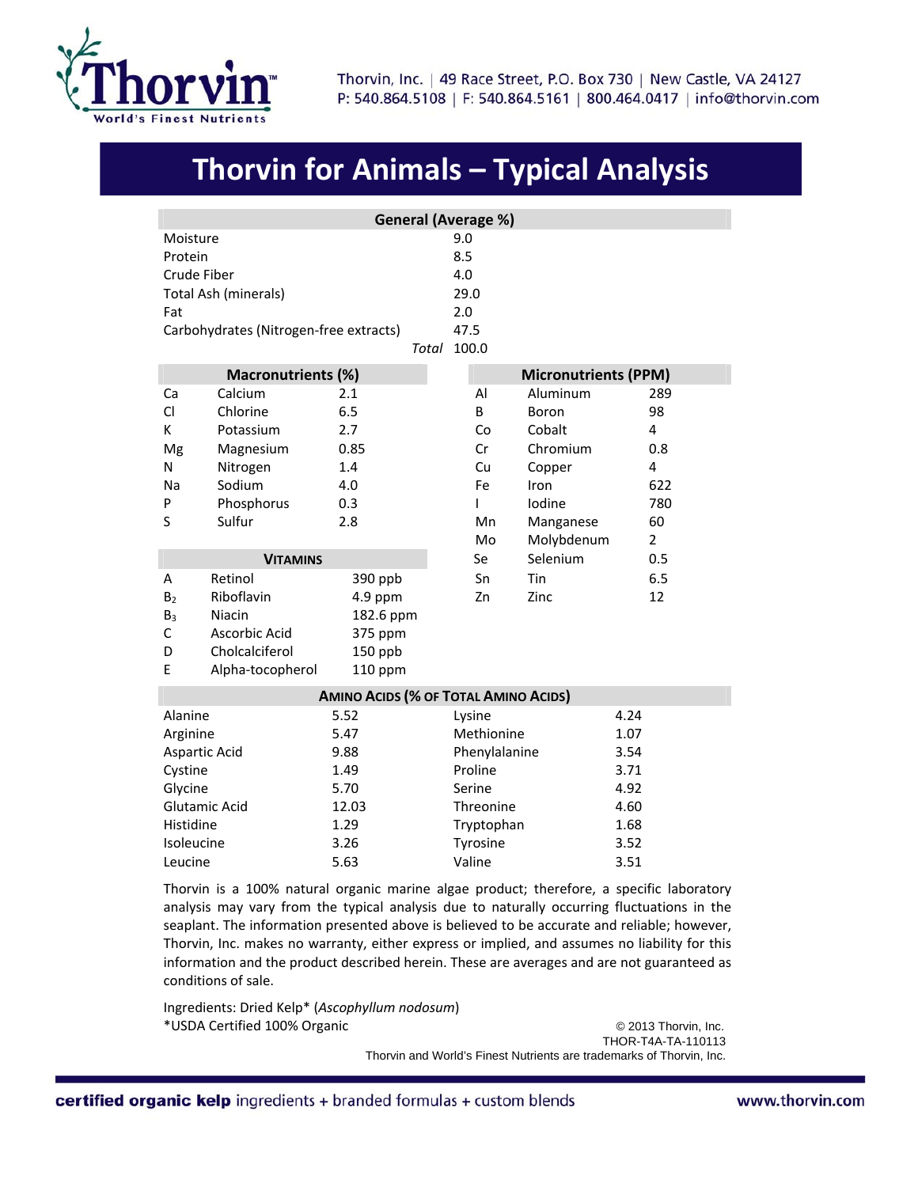Thorvin

World's Finest Nutrients

Thorvin, Inc. | 49 Race Street, P.O. Box 730 | New Castle, VA 24127
P: 540.864.5108 | F: 540.864.5161 | 800.464.0417 | info@thorvin.com

# Thorvin for Animals – Typical Analysis

| General (Average %) | |
|---|---|
| Moisture | 9.0 |
| Protein | 8.5 |
| Crude Fiber | 4.0 |
| Total Ash (minerals) | 29.0 |
| Fat | 2.0 |
| Carbohydrates (Nitrogen-free extracts) | 47.5 |
| *Total* | 100.0 |

| Macronutrients (%) | | |
|---|---|---|
| Ca | Calcium | 2.1 |
| Cl | Chlorine | 6.5 |
| K | Potassium | 2.7 |
| Mg | Magnesium | 0.85 |
| N | Nitrogen | 1.4 |
| Na | Sodium | 4.0 |
| P | Phosphorus | 0.3 |
| S | Sulfur | 2.8 |

| Vitamins | | |
|---|---|---|
| A | Retinol | 390 ppb |
| $B_2$ | Riboflavin | 4.9 ppm |
| $B_3$ | Niacin | 182.6 ppm |
| C | Ascorbic Acid | 375 ppm |
| D | Cholcalciferol | 150 ppb |
| E | Alpha-tocopherol | 110 ppm |

| Micronutrients (PPM) | | |
|---|---|---|
| Al | Aluminum | 289 |
| B | Boron | 98 |
| Co | Cobalt | 4 |
| Cr | Chromium | 0.8 |
| Cu | Copper | 4 |
| Fe | Iron | 622 |
| I | Iodine | 780 |
| Mn | Manganese | 60 |
| Mo | Molybdenum | 2 |
| Se | Selenium | 0.5 |
| Sn | Tin | 6.5 |
| Zn | Zinc | 12 |

| Amino Acids (% of Total Amino Acids) | | | |
|---|---|---|---|
| Alanine | 5.52 | Lysine | 4.24 |
| Arginine | 5.47 | Methionine | 1.07 |
| Aspartic Acid | 9.88 | Phenylalanine | 3.54 |
| Cystine | 1.49 | Proline | 3.71 |
| Glycine | 5.70 | Serine | 4.92 |
| Glutamic Acid | 12.03 | Threonine | 4.60 |
| Histidine | 1.29 | Tryptophan | 1.68 |
| Isoleucine | 3.26 | Tyrosine | 3.52 |
| Leucine | 5.63 | Valine | 3.51 |

Thorvin is a 100% natural organic marine algae product; therefore, a specific laboratory analysis may vary from the typical analysis due to naturally occurring fluctuations in the seaplant. The information presented above is believed to be accurate and reliable; however, Thorvin, Inc. makes no warranty, either express or implied, and assumes no liability for this information and the product described herein. These are averages and are not guaranteed as conditions of sale.

Ingredients: Dried Kelp* (*Ascophyllum nodosum*)
*USDA Certified 100% Organic

© 2013 Thorvin, Inc.
THOR-T4A-TA-110113
Thorvin and World's Finest Nutrients are trademarks of Thorvin, Inc.

**certified organic kelp** ingredients + branded formulas + custom blends www.thorvin.com